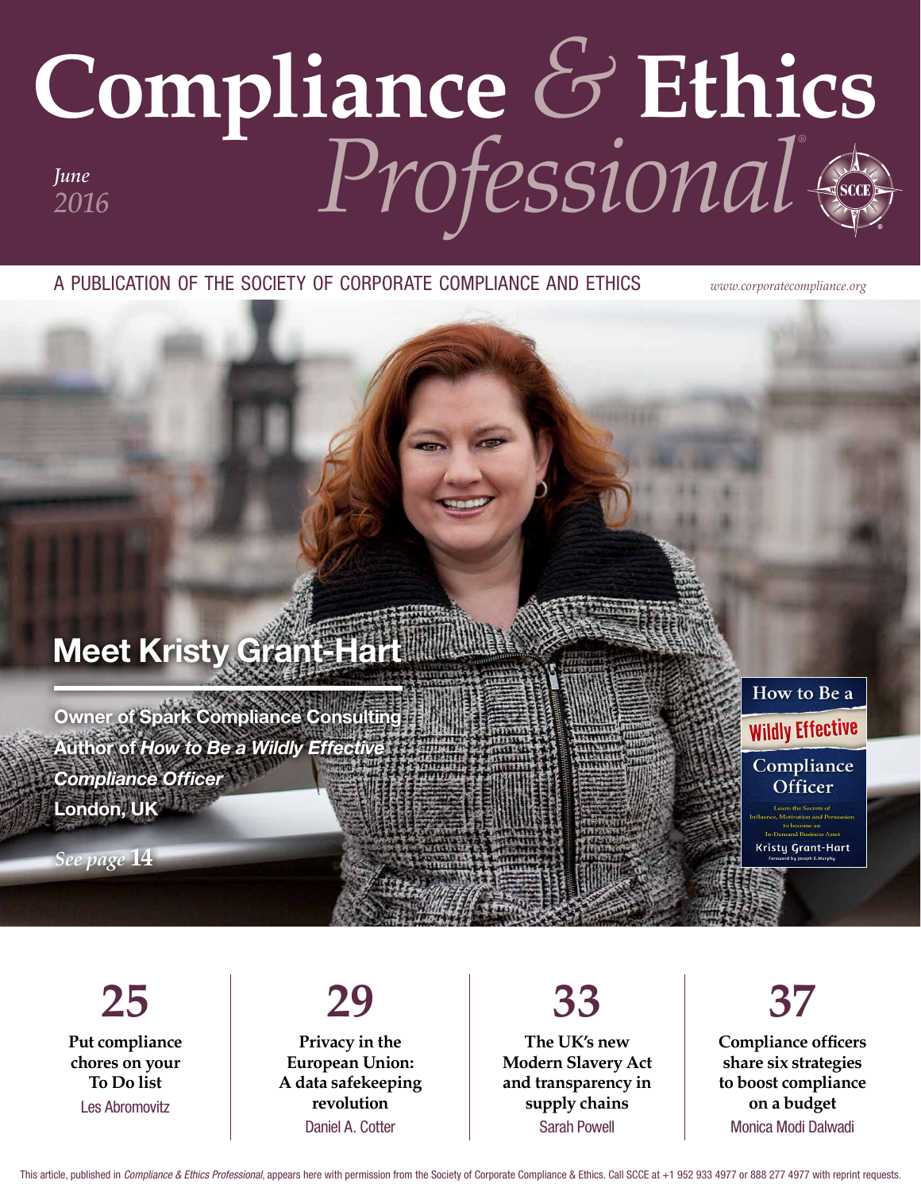# Compliance & Ethics Professional

*June 2016*

A PUBLICATION OF THE SOCIETY OF CORPORATE COMPLIANCE AND ETHICS

*www.corporatecompliance.org*

## Meet Kristy Grant-Hart

**Owner of Spark Compliance Consulting**
**Author of *How to Be a Wildly Effective Compliance Officer***
**London, UK**

*See page* **14**

How to Be a Wildly Effective Compliance Officer
Learn the Secrets of Influence, Motivation and Persuasion to become an In-Demand Business Asset
Kristy Grant-Hart
Foreword by Joseph E. Murphy

**25**
**Put compliance chores on your To Do list**
Les Abromovitz

**29**
**Privacy in the European Union: A data safekeeping revolution**
Daniel A. Cotter

**33**
**The UK's new Modern Slavery Act and transparency in supply chains**
Sarah Powell

**37**
**Compliance officers share six strategies to boost compliance on a budget**
Monica Modi Dalwadi

This article, published in *Compliance & Ethics Professional*, appears here with permission from the Society of Corporate Compliance & Ethics. Call SCCE at +1 952 933 4977 or 888 277 4977 with reprint requests.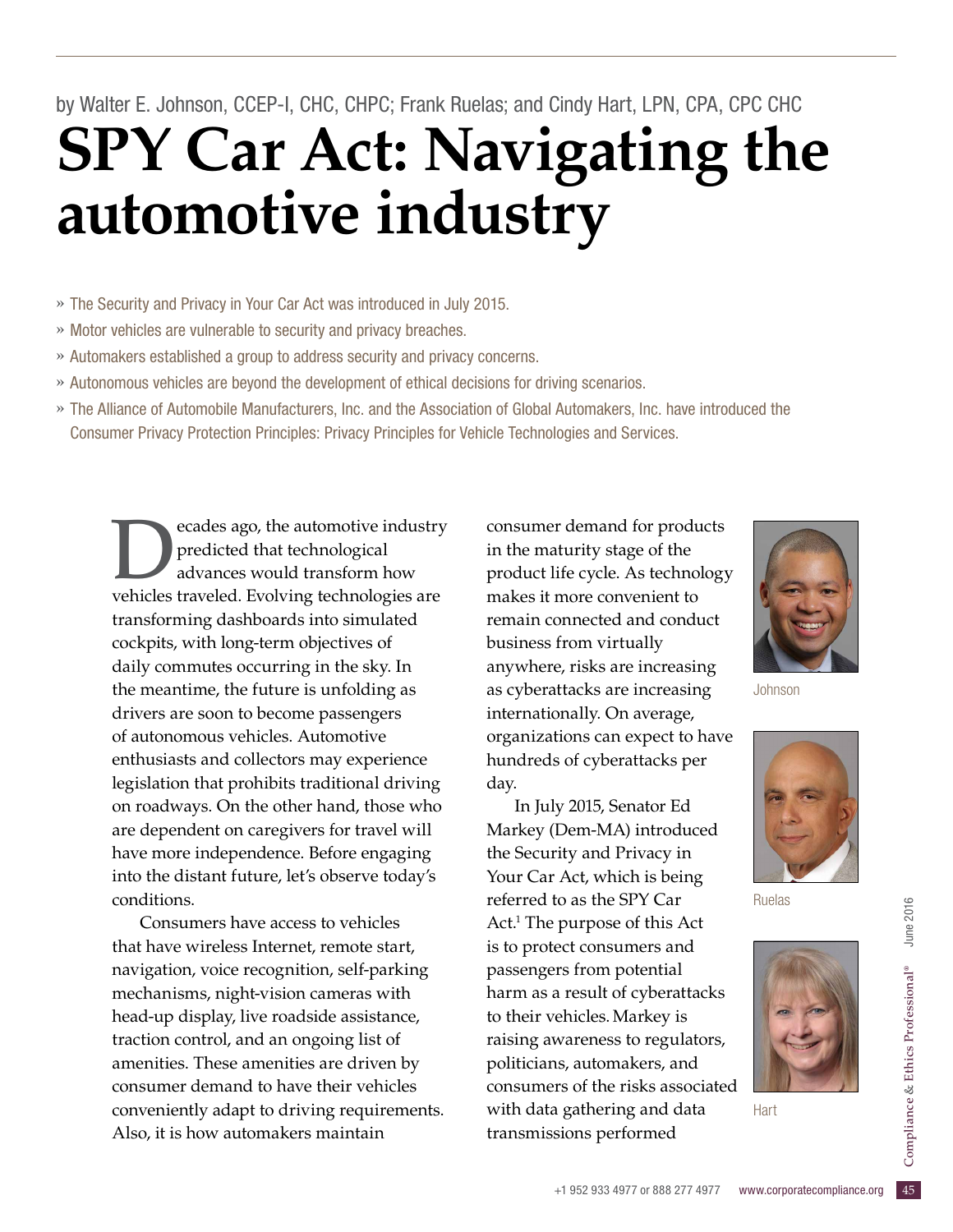by Walter E. Johnson, CCEP-I, CHC, CHPC; Frank Ruelas; and Cindy Hart, LPN, CPA, CPC CHC

# SPY Car Act: Navigating the automotive industry

- » The Security and Privacy in Your Car Act was introduced in July 2015.
- » Motor vehicles are vulnerable to security and privacy breaches.
- » Automakers established a group to address security and privacy concerns.
- » Autonomous vehicles are beyond the development of ethical decisions for driving scenarios.
- » The Alliance of Automobile Manufacturers, Inc. and the Association of Global Automakers, Inc. have introduced the Consumer Privacy Protection Principles: Privacy Principles for Vehicle Technologies and Services.

Decades ago, the automotive industry predicted that technological advances would transform how vehicles traveled. Evolving technologies are transforming dashboards into simulated cockpits, with long-term objectives of daily commutes occurring in the sky. In the meantime, the future is unfolding as drivers are soon to become passengers of autonomous vehicles. Automotive enthusiasts and collectors may experience legislation that prohibits traditional driving on roadways. On the other hand, those who are dependent on caregivers for travel will have more independence. Before engaging into the distant future, let's observe today's conditions.

Consumers have access to vehicles that have wireless Internet, remote start, navigation, voice recognition, self-parking mechanisms, night-vision cameras with head-up display, live roadside assistance, traction control, and an ongoing list of amenities. These amenities are driven by consumer demand to have their vehicles conveniently adapt to driving requirements. Also, it is how automakers maintain consumer demand for products in the maturity stage of the product life cycle. As technology makes it more convenient to remain connected and conduct business from virtually anywhere, risks are increasing as cyberattacks are increasing internationally. On average, organizations can expect to have hundreds of cyberattacks per day.

In July 2015, Senator Ed Markey (Dem-MA) introduced the Security and Privacy in Your Car Act, which is being referred to as the SPY Car Act.[1] The purpose of this Act is to protect consumers and passengers from potential harm as a result of cyberattacks to their vehicles. Markey is raising awareness to regulators, politicians, automakers, and consumers of the risks associated with data gathering and data transmissions performed

Johnson

Ruelas

Hart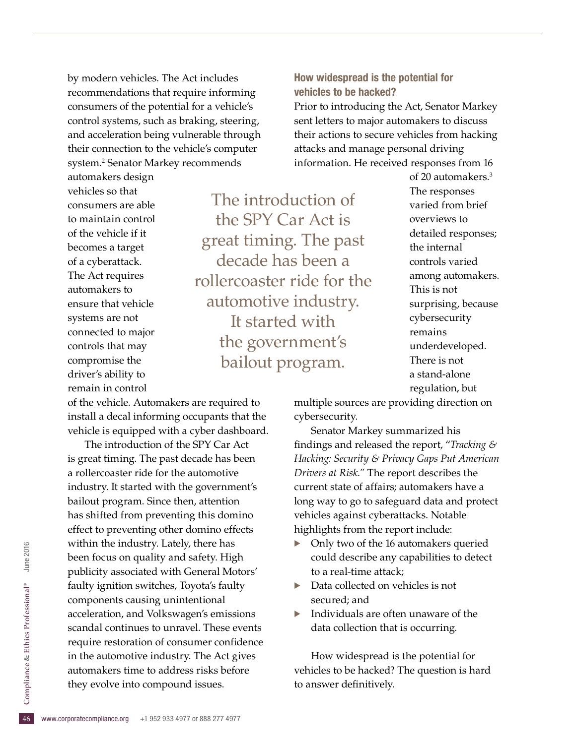by modern vehicles. The Act includes recommendations that require informing consumers of the potential for a vehicle's control systems, such as braking, steering, and acceleration being vulnerable through their connection to the vehicle's computer system.[2] Senator Markey recommends automakers design vehicles so that consumers are able to maintain control of the vehicle if it becomes a target of a cyberattack. The Act requires automakers to ensure that vehicle systems are not connected to major controls that may compromise the driver's ability to remain in control of the vehicle. Automakers are required to install a decal informing occupants that the vehicle is equipped with a cyber dashboard.

> The introduction of the SPY Car Act is great timing. The past decade has been a rollercoaster ride for the automotive industry. It started with the government's bailout program.

The introduction of the SPY Car Act is great timing. The past decade has been a rollercoaster ride for the automotive industry. It started with the government's bailout program. Since then, attention has shifted from preventing this domino effect to preventing other domino effects within the industry. Lately, there has been focus on quality and safety. High publicity associated with General Motors' faulty ignition switches, Toyota's faulty components causing unintentional acceleration, and Volkswagen's emissions scandal continues to unravel. These events require restoration of consumer confidence in the automotive industry. The Act gives automakers time to address risks before they evolve into compound issues.

### How widespread is the potential for vehicles to be hacked?

Prior to introducing the Act, Senator Markey sent letters to major automakers to discuss their actions to secure vehicles from hacking attacks and manage personal driving information. He received responses from 16 of 20 automakers.[3] The responses varied from brief overviews to detailed responses; the internal controls varied among automakers. This is not surprising, because cybersecurity remains underdeveloped. There is not a stand-alone regulation, but multiple sources are providing direction on cybersecurity.

Senator Markey summarized his findings and released the report, "*Tracking & Hacking: Security & Privacy Gaps Put American Drivers at Risk.*" The report describes the current state of affairs; automakers have a long way to go to safeguard data and protect vehicles against cyberattacks. Notable highlights from the report include:

- Only two of the 16 automakers queried could describe any capabilities to detect to a real-time attack;
- Data collected on vehicles is not secured; and
- Individuals are often unaware of the data collection that is occurring.

How widespread is the potential for vehicles to be hacked? The question is hard to answer definitively.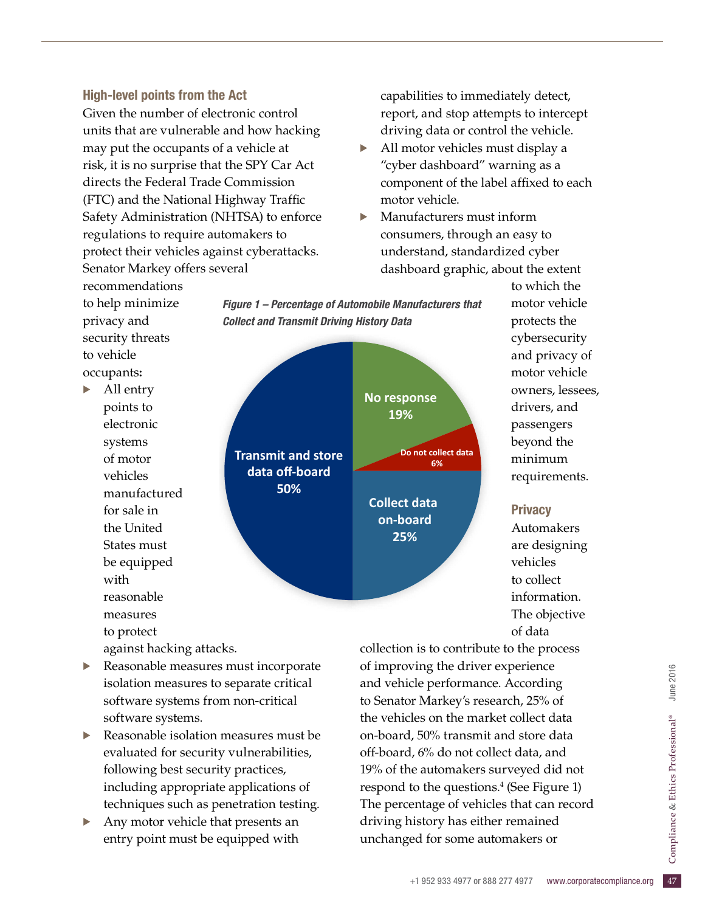### High-level points from the Act

Given the number of electronic control units that are vulnerable and how hacking may put the occupants of a vehicle at risk, it is no surprise that the SPY Car Act directs the Federal Trade Commission (FTC) and the National Highway Traffic Safety Administration (NHTSA) to enforce regulations to require automakers to protect their vehicles against cyberattacks. Senator Markey offers several recommendations to help minimize privacy and security threats to vehicle occupants:

- All entry points to electronic systems of motor vehicles manufactured for sale in the United States must be equipped with reasonable measures to protect against hacking attacks.
- Reasonable measures must incorporate isolation measures to separate critical software systems from non-critical software systems.
- Reasonable isolation measures must be evaluated for security vulnerabilities, following best security practices, including appropriate applications of techniques such as penetration testing.
- Any motor vehicle that presents an entry point must be equipped with capabilities to immediately detect, report, and stop attempts to intercept driving data or control the vehicle.
- All motor vehicles must display a "cyber dashboard" warning as a component of the label affixed to each motor vehicle.
- Manufacturers must inform consumers, through an easy to understand, standardized cyber dashboard graphic, about the extent to which the motor vehicle protects the cybersecurity and privacy of motor vehicle owners, lessees, drivers, and passengers beyond the minimum requirements.

*Figure 1 – Percentage of Automobile Manufacturers that Collect and Transmit Driving History Data*

| Category | Percentage |
|---|---|
| Transmit and store data off-board | 50% |
| Collect data on-board | 25% |
| No response | 19% |
| Do not collect data | 6% |

### Privacy

Automakers are designing vehicles to collect information. The objective of data collection is to contribute to the process of improving the driver experience and vehicle performance. According to Senator Markey's research, 25% of the vehicles on the market collect data on-board, 50% transmit and store data off-board, 6% do not collect data, and 19% of the automakers surveyed did not respond to the questions.[4] (See Figure 1) The percentage of vehicles that can record driving history has either remained unchanged for some automakers or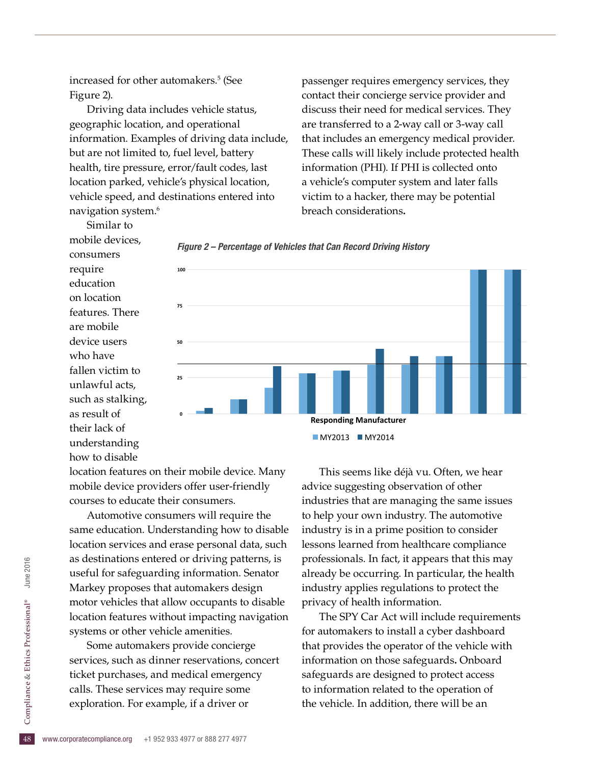increased for other automakers.[5] (See Figure 2).

Driving data includes vehicle status, geographic location, and operational information. Examples of driving data include, but are not limited to, fuel level, battery health, tire pressure, error/fault codes, last location parked, vehicle's physical location, vehicle speed, and destinations entered into navigation system.[6]

Similar to mobile devices, consumers require education on location features. There are mobile device users who have fallen victim to unlawful acts, such as stalking, as result of their lack of understanding how to disable location features on their mobile device. Many mobile device providers offer user-friendly courses to educate their consumers.

*Figure 2 – Percentage of Vehicles that Can Record Driving History*

Automotive consumers will require the same education. Understanding how to disable location services and erase personal data, such as destinations entered or driving patterns, is useful for safeguarding information. Senator Markey proposes that automakers design motor vehicles that allow occupants to disable location features without impacting navigation systems or other vehicle amenities.

Some automakers provide concierge services, such as dinner reservations, concert ticket purchases, and medical emergency calls. These services may require some exploration. For example, if a driver or passenger requires emergency services, they contact their concierge service provider and discuss their need for medical services. They are transferred to a 2-way call or 3-way call that includes an emergency medical provider. These calls will likely include protected health information (PHI). If PHI is collected onto a vehicle's computer system and later falls victim to a hacker, there may be potential breach considerations.

This seems like déjà vu. Often, we hear advice suggesting observation of other industries that are managing the same issues to help your own industry. The automotive industry is in a prime position to consider lessons learned from healthcare compliance professionals. In fact, it appears that this may already be occurring. In particular, the health industry applies regulations to protect the privacy of health information.

The SPY Car Act will include requirements for automakers to install a cyber dashboard that provides the operator of the vehicle with information on those safeguards**.** Onboard safeguards are designed to protect access to information related to the operation of the vehicle. In addition, there will be an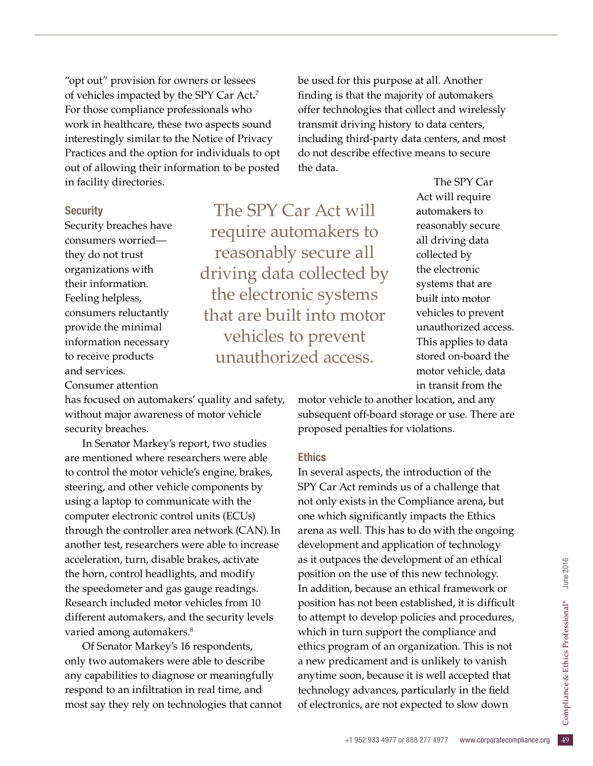"opt out" provision for owners or lessees of vehicles impacted by the SPY Car Act.[7] For those compliance professionals who work in healthcare, these two aspects sound interestingly similar to the Notice of Privacy Practices and the option for individuals to opt out of allowing their information to be posted in facility directories.

### Security

Security breaches have consumers worried—they do not trust organizations with their information. Feeling helpless, consumers reluctantly provide the minimal information necessary to receive products and services. Consumer attention has focused on automakers' quality and safety, without major awareness of motor vehicle security breaches.

In Senator Markey's report, two studies are mentioned where researchers were able to control the motor vehicle's engine, brakes, steering, and other vehicle components by using a laptop to communicate with the computer electronic control units (ECUs) through the controller area network (CAN). In another test, researchers were able to increase acceleration, turn, disable brakes, activate the horn, control headlights, and modify the speedometer and gas gauge readings. Research included motor vehicles from 10 different automakers, and the security levels varied among automakers.[8]

Of Senator Markey's 16 respondents, only two automakers were able to describe any capabilities to diagnose or meaningfully respond to an infiltration in real time, and most say they rely on technologies that cannot be used for this purpose at all. Another finding is that the majority of automakers offer technologies that collect and wirelessly transmit driving history to data centers, including third-party data centers, and most do not describe effective means to secure the data.

> The SPY Car Act will require automakers to reasonably secure all driving data collected by the electronic systems that are built into motor vehicles to prevent unauthorized access.

The SPY Car Act will require automakers to reasonably secure all driving data collected by the electronic systems that are built into motor vehicles to prevent unauthorized access. This applies to data stored on-board the motor vehicle, data in transit from the motor vehicle to another location, and any subsequent off-board storage or use. There are proposed penalties for violations.

### Ethics

In several aspects, the introduction of the SPY Car Act reminds us of a challenge that not only exists in the Compliance arena**,** but one which significantly impacts the Ethics arena as well. This has to do with the ongoing development and application of technology as it outpaces the development of an ethical position on the use of this new technology. In addition, because an ethical framework or position has not been established, it is difficult to attempt to develop policies and procedures, which in turn support the compliance and ethics program of an organization. This is not a new predicament and is unlikely to vanish anytime soon, because it is well accepted that technology advances, particularly in the field of electronics, are not expected to slow down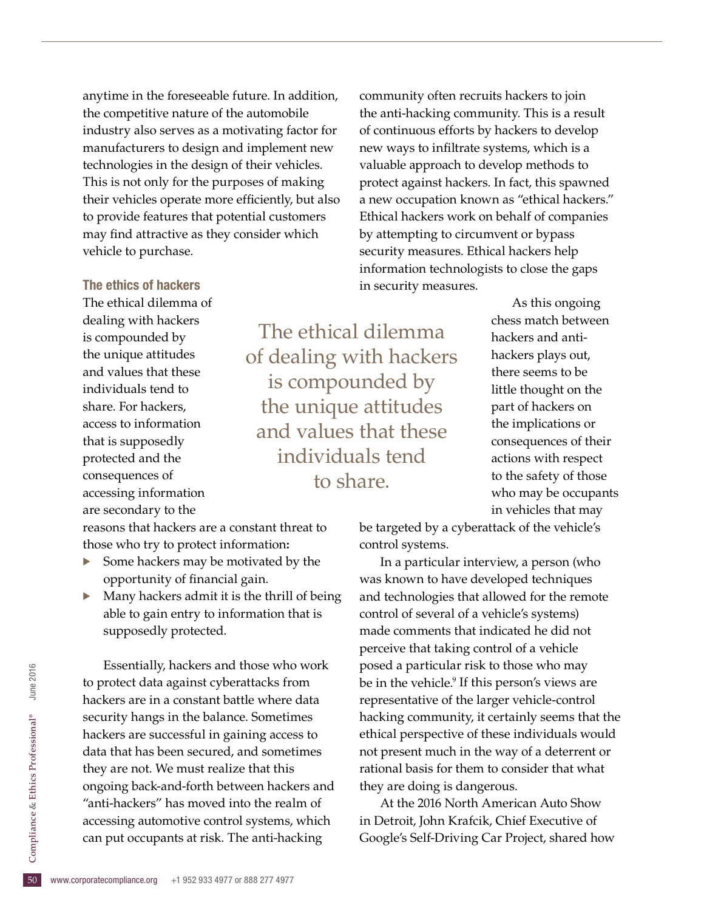anytime in the foreseeable future. In addition, the competitive nature of the automobile industry also serves as a motivating factor for manufacturers to design and implement new technologies in the design of their vehicles. This is not only for the purposes of making their vehicles operate more efficiently, but also to provide features that potential customers may find attractive as they consider which vehicle to purchase.

### The ethics of hackers

The ethical dilemma of dealing with hackers is compounded by the unique attitudes and values that these individuals tend to share. For hackers, access to information that is supposedly protected and the consequences of accessing information are secondary to the reasons that hackers are a constant threat to those who try to protect information**:**

- Some hackers may be motivated by the opportunity of financial gain.
- Many hackers admit it is the thrill of being able to gain entry to information that is supposedly protected.

Essentially, hackers and those who work to protect data against cyberattacks from hackers are in a constant battle where data security hangs in the balance. Sometimes hackers are successful in gaining access to data that has been secured, and sometimes they are not. We must realize that this ongoing back-and-forth between hackers and "anti-hackers" has moved into the realm of accessing automotive control systems, which can put occupants at risk. The anti-hacking community often recruits hackers to join the anti-hacking community. This is a result of continuous efforts by hackers to develop new ways to infiltrate systems, which is a valuable approach to develop methods to protect against hackers. In fact, this spawned a new occupation known as "ethical hackers." Ethical hackers work on behalf of companies by attempting to circumvent or bypass security measures. Ethical hackers help information technologists to close the gaps in security measures.

> The ethical dilemma of dealing with hackers is compounded by the unique attitudes and values that these individuals tend to share.

As this ongoing chess match between hackers and anti-hackers plays out, there seems to be little thought on the part of hackers on the implications or consequences of their actions with respect to the safety of those who may be occupants in vehicles that may be targeted by a cyberattack of the vehicle's control systems.

In a particular interview, a person (who was known to have developed techniques and technologies that allowed for the remote control of several of a vehicle's systems) made comments that indicated he did not perceive that taking control of a vehicle posed a particular risk to those who may be in the vehicle.[9] If this person's views are representative of the larger vehicle-control hacking community, it certainly seems that the ethical perspective of these individuals would not present much in the way of a deterrent or rational basis for them to consider that what they are doing is dangerous.

At the 2016 North American Auto Show in Detroit, John Krafcik, Chief Executive of Google's Self-Driving Car Project, shared how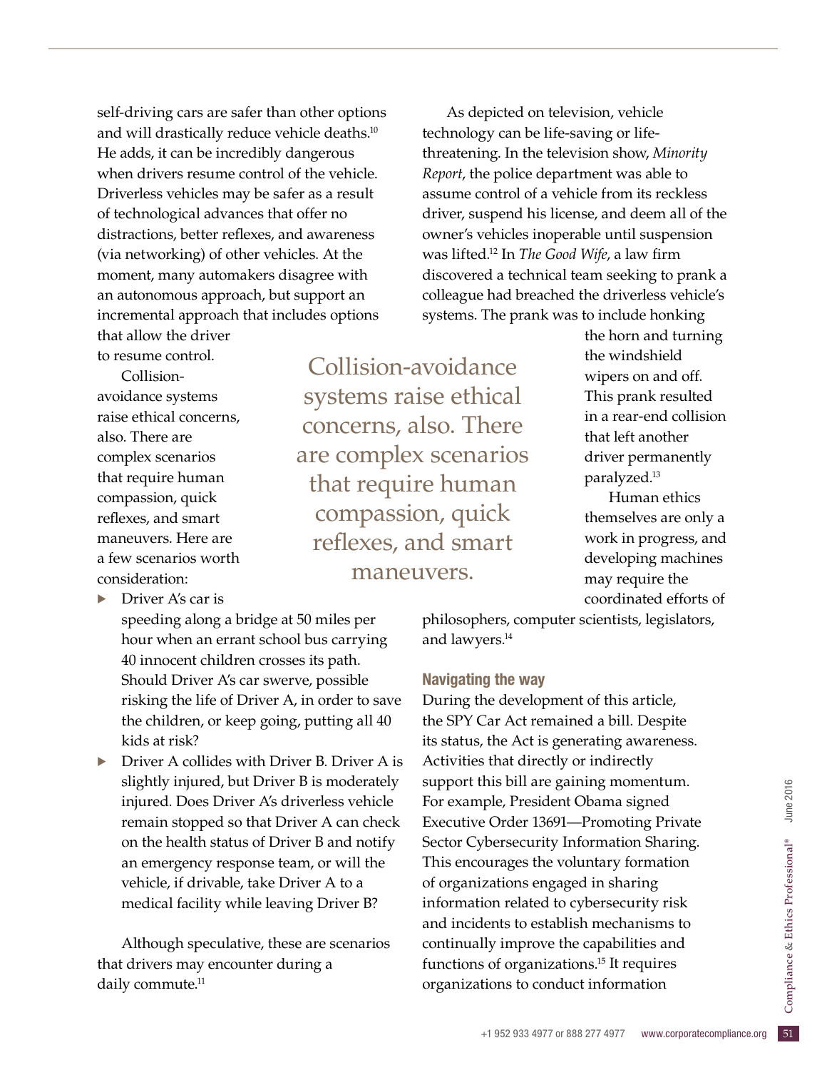self-driving cars are safer than other options and will drastically reduce vehicle deaths.[10] He adds, it can be incredibly dangerous when drivers resume control of the vehicle. Driverless vehicles may be safer as a result of technological advances that offer no distractions, better reflexes, and awareness (via networking) of other vehicles. At the moment, many automakers disagree with an autonomous approach, but support an incremental approach that includes options that allow the driver to resume control.

Collision-avoidance systems raise ethical concerns, also. There are complex scenarios that require human compassion, quick reflexes, and smart maneuvers. Here are a few scenarios worth consideration:

- Driver A's car is speeding along a bridge at 50 miles per hour when an errant school bus carrying 40 innocent children crosses its path. Should Driver A's car swerve, possible risking the life of Driver A, in order to save the children, or keep going, putting all 40 kids at risk?
- Driver A collides with Driver B. Driver A is slightly injured, but Driver B is moderately injured. Does Driver A's driverless vehicle remain stopped so that Driver A can check on the health status of Driver B and notify an emergency response team, or will the vehicle, if drivable, take Driver A to a medical facility while leaving Driver B?

Although speculative, these are scenarios that drivers may encounter during a daily commute.[11]

> Collision-avoidance systems raise ethical concerns, also. There are complex scenarios that require human compassion, quick reflexes, and smart maneuvers.

As depicted on television, vehicle technology can be life-saving or life-threatening. In the television show, *Minority Report*, the police department was able to assume control of a vehicle from its reckless driver, suspend his license, and deem all of the owner's vehicles inoperable until suspension was lifted.[12] In *The Good Wife*, a law firm discovered a technical team seeking to prank a colleague had breached the driverless vehicle's systems. The prank was to include honking the horn and turning the windshield wipers on and off. This prank resulted in a rear-end collision that left another driver permanently paralyzed.[13]

Human ethics themselves are only a work in progress, and developing machines may require the coordinated efforts of philosophers, computer scientists, legislators, and lawyers.[14]

### Navigating the way

During the development of this article, the SPY Car Act remained a bill. Despite its status, the Act is generating awareness. Activities that directly or indirectly support this bill are gaining momentum. For example, President Obama signed Executive Order 13691—Promoting Private Sector Cybersecurity Information Sharing. This encourages the voluntary formation of organizations engaged in sharing information related to cybersecurity risk and incidents to establish mechanisms to continually improve the capabilities and functions of organizations.[15] It requires organizations to conduct information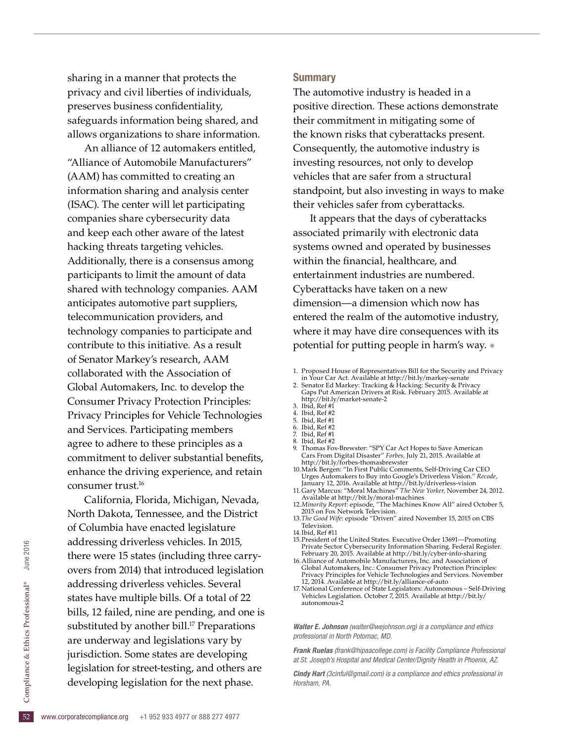sharing in a manner that protects the privacy and civil liberties of individuals, preserves business confidentiality, safeguards information being shared, and allows organizations to share information.

An alliance of 12 automakers entitled, "Alliance of Automobile Manufacturers" (AAM) has committed to creating an information sharing and analysis center (ISAC). The center will let participating companies share cybersecurity data and keep each other aware of the latest hacking threats targeting vehicles. Additionally, there is a consensus among participants to limit the amount of data shared with technology companies. AAM anticipates automotive part suppliers, telecommunication providers, and technology companies to participate and contribute to this initiative. As a result of Senator Markey's research, AAM collaborated with the Association of Global Automakers, Inc. to develop the Consumer Privacy Protection Principles: Privacy Principles for Vehicle Technologies and Services. Participating members agree to adhere to these principles as a commitment to deliver substantial benefits, enhance the driving experience, and retain consumer trust.[16]

California, Florida, Michigan, Nevada, North Dakota, Tennessee, and the District of Columbia have enacted legislature addressing driverless vehicles. In 2015, there were 15 states (including three carry-overs from 2014) that introduced legislation addressing driverless vehicles. Several states have multiple bills. Of a total of 22 bills, 12 failed, nine are pending, and one is substituted by another bill.[17] Preparations are underway and legislations vary by jurisdiction. Some states are developing legislation for street-testing, and others are developing legislation for the next phase.

## Summary

The automotive industry is headed in a positive direction. These actions demonstrate their commitment in mitigating some of the known risks that cyberattacks present. Consequently, the automotive industry is investing resources, not only to develop vehicles that are safer from a structural standpoint, but also investing in ways to make their vehicles safer from cyberattacks.

It appears that the days of cyberattacks associated primarily with electronic data systems owned and operated by businesses within the financial, healthcare, and entertainment industries are numbered. Cyberattacks have taken on a new dimension—a dimension which now has entered the realm of the automotive industry, where it may have dire consequences with its potential for putting people in harm's way. ✴

1. Proposed House of Representatives Bill for the Security and Privacy in Your Car Act. Available at http://bit.ly/markey-senate
2. Senator Ed Markey: Tracking & Hacking: Security & Privacy Gaps Put American Drivers at Risk. February 2015. Available at http://bit.ly/market-senate-2
3. Ibid, Ref #1
4. Ibid, Ref #2
5. Ibid, Ref #1
6. Ibid, Ref #2
7. Ibid, Ref #1
8. Ibid, Ref #2
9. Thomas Fox-Brewster: "SPY Car Act Hopes to Save American Cars From Digital Disaster" *Forbes*, July 21, 2015. Available at http://bit.ly/forbes-thomasbrewster
10. Mark Bergen: "In First Public Comments, Self-Driving Car CEO Urges Automakers to Buy into Google's Driverless Vision." *Recode*, January 12, 2016. Available at http://bit.ly/driverless-vision
11. Gary Marcus: "Moral Machines" *The New Yorker*, November 24, 2012. Available at http://bit.ly/moral-machines
12. *Minority Report*: episode, "The Machines Know All" aired October 5, 2015 on Fox Network Television.
13. *The Good Wife*: episode "Driven" aired November 15, 2015 on CBS Television.
14. Ibid, Ref #11
15. President of the United States. Executive Order 13691—Promoting Private Sector Cybersecurity Information Sharing. Federal Register. February 20, 2015. Available at http://bit.ly/cyber-info-sharing
16. Alliance of Automobile Manufacturers, Inc. and Association of Global Automakers, Inc.: Consumer Privacy Protection Principles: Privacy Principles for Vehicle Technologies and Services. November 12, 2014. Available at http://bit.ly/alliance-of-auto
17. National Conference of State Legislators: Autonomous – Self-Driving Vehicles Legislation. October 7, 2015. Available at http://bit.ly/autonomous-2

***Walter E. Johnson*** *(walter@wejohnson.org) is a compliance and ethics professional in North Potomac, MD.*

***Frank Ruelas*** *(frank@hipaacollege.com) is Facility Compliance Professional at St. Joseph's Hospital and Medical Center/Dignity Health in Phoenix, AZ.*

***Cindy Hart*** *(3cinful@gmail.com) is a compliance and ethics professional in Horsham, PA.*